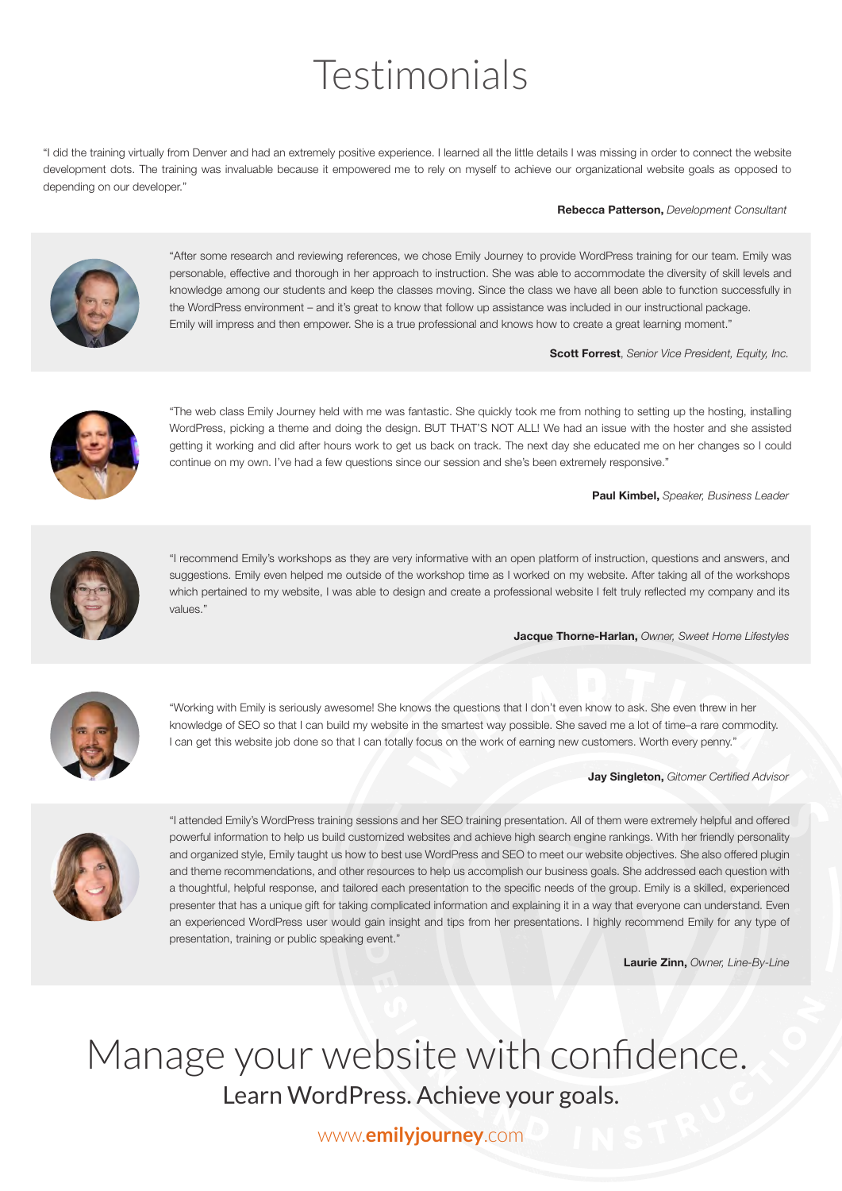# Testimonials

"I did the training virtually from Denver and had an extremely positive experience. I learned all the little details I was missing in order to connect the website development dots. The training was invaluable because it empowered me to rely on myself to achieve our organizational website goals as opposed to depending on our developer."

**Rebecca Patterson,** *Development Consultant*

"After some research and reviewing references, we chose Emily Journey to provide WordPress training for our team. Emily was personable, effective and thorough in her approach to instruction. She was able to accommodate the diversity of skill levels and knowledge among our students and keep the classes moving. Since the class we have all been able to function successfully in the WordPress environment – and it's great to know that follow up assistance was included in our instructional package. Emily will impress and then empower. She is a true professional and knows how to create a great learning moment."

**Scott Forrest**, *Senior Vice President, Equity, Inc.*

"The web class Emily Journey held with me was fantastic. She quickly took me from nothing to setting up the hosting, installing WordPress, picking a theme and doing the design. BUT THAT'S NOT ALL! We had an issue with the hoster and she assisted getting it working and did after hours work to get us back on track. The next day she educated me on her changes so I could continue on my own. I've had a few questions since our session and she's been extremely responsive."

**Paul Kimbel,** *Speaker, Business Leader*

"I recommend Emily's workshops as they are very informative with an open platform of instruction, questions and answers, and suggestions. Emily even helped me outside of the workshop time as I worked on my website. After taking all of the workshops which pertained to my website, I was able to design and create a professional website I felt truly reflected my company and its values."

**Jacque Thorne-Harlan,** *Owner, Sweet Home Lifestyles*

"Working with Emily is seriously awesome! She knows the questions that I don't even know to ask. She even threw in her knowledge of SEO so that I can build my website in the smartest way possible. She saved me a lot of time–a rare commodity. I can get this website job done so that I can totally focus on the work of earning new customers. Worth every penny."

**Jay Singleton,** *Gitomer Certified Advisor*

"I attended Emily's WordPress training sessions and her SEO training presentation. All of them were extremely helpful and offered powerful information to help us build customized websites and achieve high search engine rankings. With her friendly personality and organized style, Emily taught us how to best use WordPress and SEO to meet our website objectives. She also offered plugin and theme recommendations, and other resources to help us accomplish our business goals. She addressed each question with a thoughtful, helpful response, and tailored each presentation to the specific needs of the group. Emily is a skilled, experienced presenter that has a unique gift for taking complicated information and explaining it in a way that everyone can understand. Even an experienced WordPress user would gain insight and tips from her presentations. I highly recommend Emily for any type of presentation, training or public speaking event."

**Laurie Zinn,** *Owner, Line-By-Line*

# Manage your website with confidence.

## Learn WordPress. Achieve your goals.

www.**emilyjourney**.com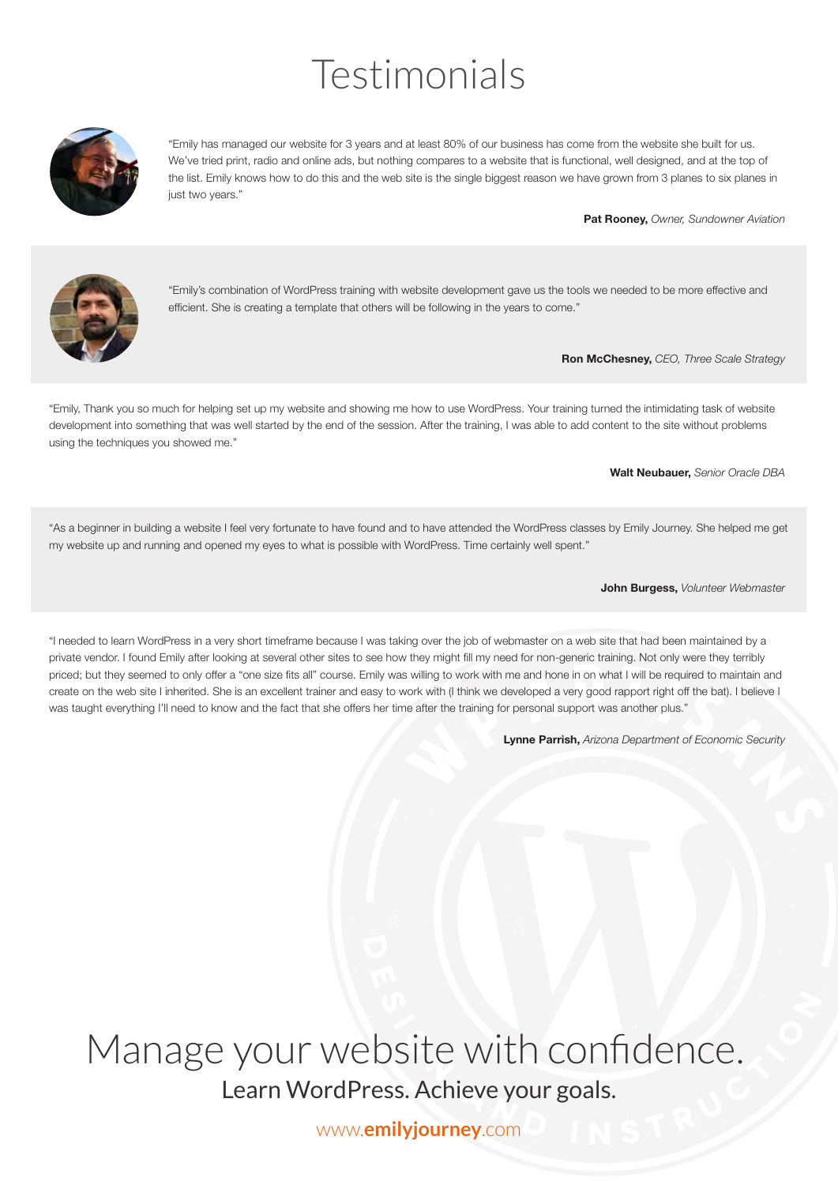# Testimonials

"Emily has managed our website for 3 years and at least 80% of our business has come from the website she built for us. We've tried print, radio and online ads, but nothing compares to a website that is functional, well designed, and at the top of the list. Emily knows how to do this and the web site is the single biggest reason we have grown from 3 planes to six planes in just two years."

**Pat Rooney,** *Owner, Sundowner Aviation*

"Emily's combination of WordPress training with website development gave us the tools we needed to be more effective and efficient. She is creating a template that others will be following in the years to come."

**Ron McChesney,** *CEO, Three Scale Strategy*

"Emily, Thank you so much for helping set up my website and showing me how to use WordPress. Your training turned the intimidating task of website development into something that was well started by the end of the session. After the training, I was able to add content to the site without problems using the techniques you showed me."

**Walt Neubauer,** *Senior Oracle DBA*

"As a beginner in building a website I feel very fortunate to have found and to have attended the WordPress classes by Emily Journey. She helped me get my website up and running and opened my eyes to what is possible with WordPress. Time certainly well spent."

**John Burgess,** *Volunteer Webmaster*

"I needed to learn WordPress in a very short timeframe because I was taking over the job of webmaster on a web site that had been maintained by a private vendor. I found Emily after looking at several other sites to see how they might fill my need for non-generic training. Not only were they terribly priced; but they seemed to only offer a "one size fits all" course. Emily was willing to work with me and hone in on what I will be required to maintain and create on the web site I inherited. She is an excellent trainer and easy to work with (I think we developed a very good rapport right off the bat). I believe I was taught everything I'll need to know and the fact that she offers her time after the training for personal support was another plus."

**Lynne Parrish,** *Arizona Department of Economic Security*

## Manage your website with confidence.

Learn WordPress. Achieve your goals.

www.**emilyjourney**.com